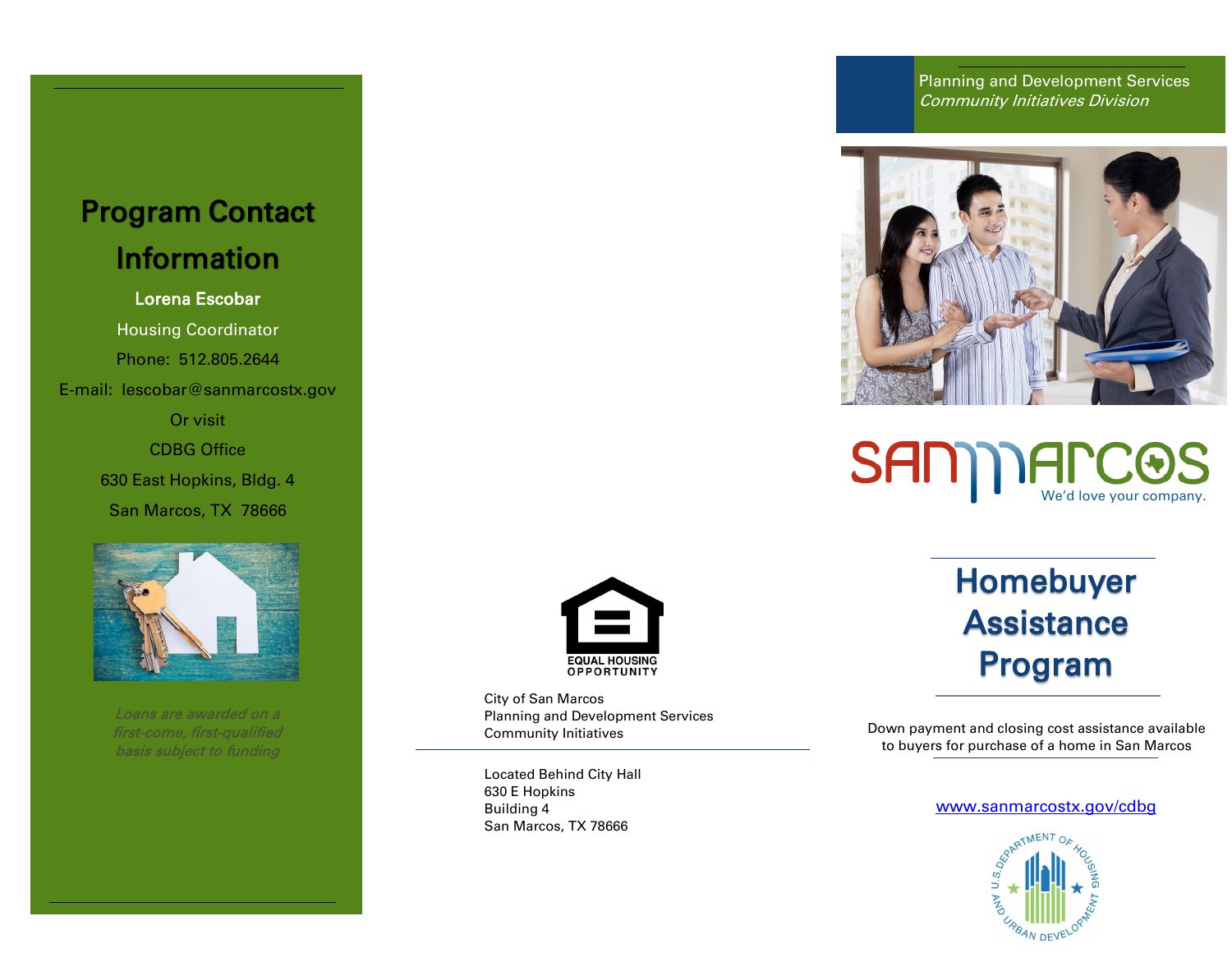## Program Contact Information

**Lorena Escobar**

Housing Coordinator

Phone: 512.805.2644

E-mail: lescobar@sanmarcostx.gov

Or visit

CDBG Office

630 East Hopkins, Bldg. 4

San Marcos, TX 78666

*Loans are awarded on a first-come, first-qualified basis subject to funding*

EQUAL HOUSING OPPORTUNITY

City of San Marcos
Planning and Development Services
Community Initiatives

Located Behind City Hall
630 E Hopkins
Building 4
San Marcos, TX 78666

Planning and Development Services
*Community Initiatives Division*

SAN MARCOS
We'd love your company.

# Homebuyer Assistance Program

Down payment and closing cost assistance available to buyers for purchase of a home in San Marcos

www.sanmarcostx.gov/cdbg

U.S. DEPARTMENT OF HOUSING AND URBAN DEVELOPMENT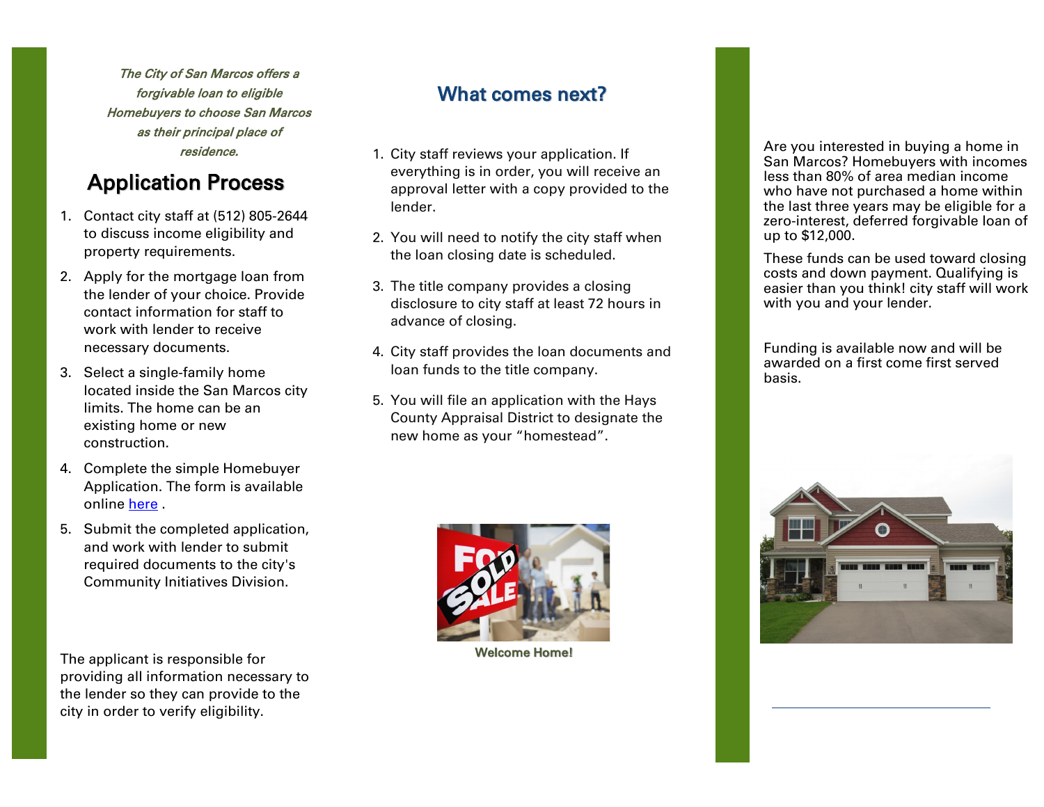*The City of San Marcos offers a forgivable loan to eligible Homebuyers to choose San Marcos as their principal place of residence.*

## Application Process

1. Contact city staff at (512) 805-2644 to discuss income eligibility and property requirements.
2. Apply for the mortgage loan from the lender of your choice. Provide contact information for staff to work with lender to receive necessary documents.
3. Select a single-family home located inside the San Marcos city limits. The home can be an existing home or new construction.
4. Complete the simple Homebuyer Application. The form is available online here .
5. Submit the completed application, and work with lender to submit required documents to the city's Community Initiatives Division.

The applicant is responsible for providing all information necessary to the lender so they can provide to the city in order to verify eligibility.

## What comes next?

1. City staff reviews your application. If everything is in order, you will receive an approval letter with a copy provided to the lender.
2. You will need to notify the city staff when the loan closing date is scheduled.
3. The title company provides a closing disclosure to city staff at least 72 hours in advance of closing.
4. City staff provides the loan documents and loan funds to the title company.
5. You will file an application with the Hays County Appraisal District to designate the new home as your "homestead".

**Welcome Home!**

Are you interested in buying a home in San Marcos? Homebuyers with incomes less than 80% of area median income who have not purchased a home within the last three years may be eligible for a zero-interest, deferred forgivable loan of up to $12,000.

These funds can be used toward closing costs and down payment. Qualifying is easier than you think! city staff will work with you and your lender.

Funding is available now and will be awarded on a first come first served basis.